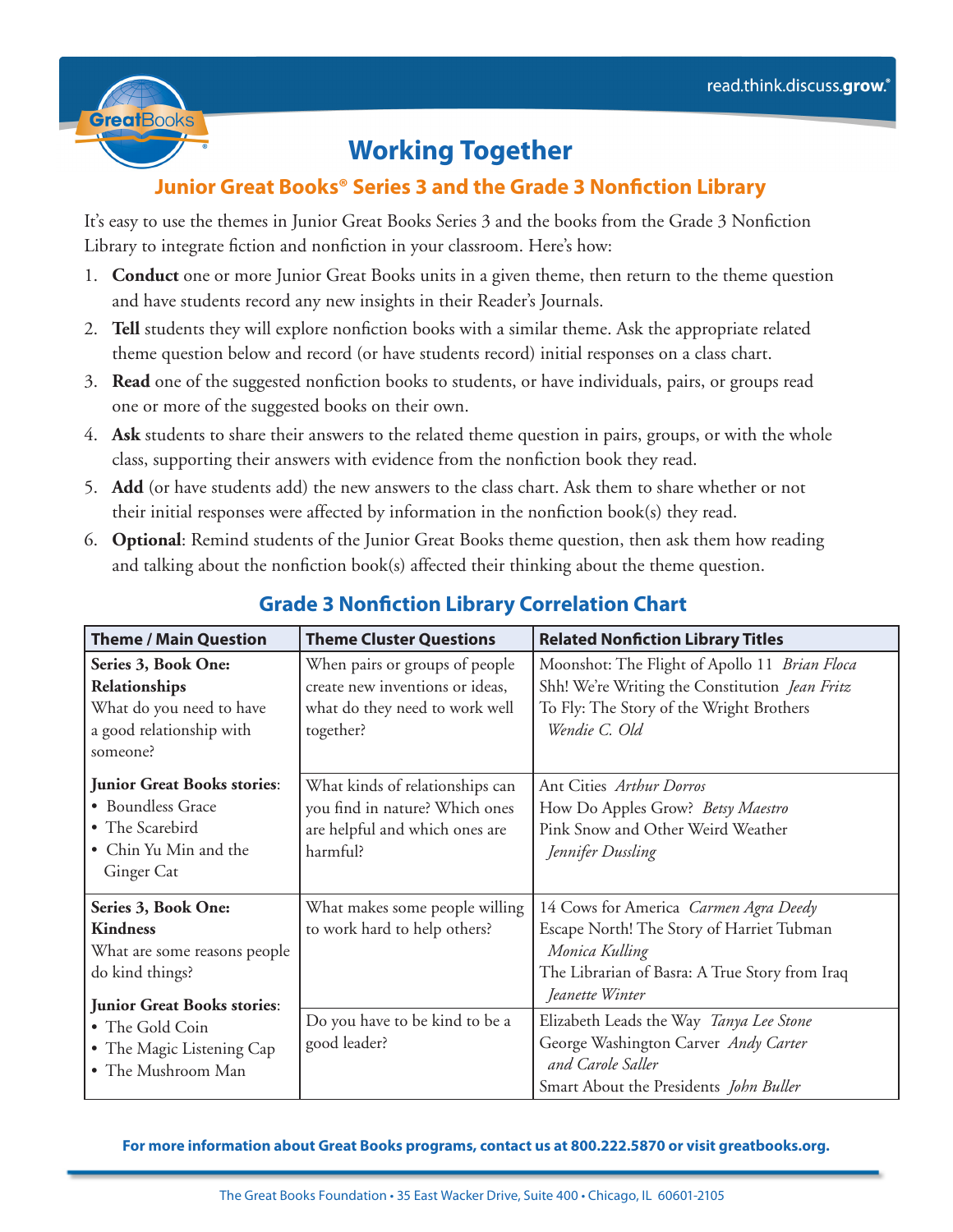read.think.discuss.**grow**.®

# Working Together

## Junior Great Books® Series 3 and the Grade 3 Nonfiction Library

It's easy to use the themes in Junior Great Books Series 3 and the books from the Grade 3 Nonfiction Library to integrate fiction and nonfiction in your classroom. Here's how:

1. **Conduct** one or more Junior Great Books units in a given theme, then return to the theme question and have students record any new insights in their Reader's Journals.
2. **Tell** students they will explore nonfiction books with a similar theme. Ask the appropriate related theme question below and record (or have students record) initial responses on a class chart.
3. **Read** one of the suggested nonfiction books to students, or have individuals, pairs, or groups read one or more of the suggested books on their own.
4. **Ask** students to share their answers to the related theme question in pairs, groups, or with the whole class, supporting their answers with evidence from the nonfiction book they read.
5. **Add** (or have students add) the new answers to the class chart. Ask them to share whether or not their initial responses were affected by information in the nonfiction book(s) they read.
6. **Optional**: Remind students of the Junior Great Books theme question, then ask them how reading and talking about the nonfiction book(s) affected their thinking about the theme question.

## Grade 3 Nonfiction Library Correlation Chart

| Theme / Main Question | Theme Cluster Questions | Related Nonfiction Library Titles |
|---|---|---|
| **Series 3, Book One: Relationships**<br>What do you need to have a good relationship with someone? | When pairs or groups of people create new inventions or ideas, what do they need to work well together? | Moonshot: The Flight of Apollo 11 *Brian Floca*<br>Shh! We're Writing the Constitution *Jean Fritz*<br>To Fly: The Story of the Wright Brothers *Wendie C. Old* |
| **Junior Great Books stories**:<br>• Boundless Grace<br>• The Scarebird<br>• Chin Yu Min and the Ginger Cat | What kinds of relationships can you find in nature? Which ones are helpful and which ones are harmful? | Ant Cities *Arthur Dorros*<br>How Do Apples Grow? *Betsy Maestro*<br>Pink Snow and Other Weird Weather *Jennifer Dussling* |
| **Series 3, Book One: Kindness**<br>What are some reasons people do kind things? | What makes some people willing to work hard to help others? | 14 Cows for America *Carmen Agra Deedy*<br>Escape North! The Story of Harriet Tubman *Monica Kulling*<br>The Librarian of Basra: A True Story from Iraq *Jeanette Winter* |
| **Junior Great Books stories**:<br>• The Gold Coin<br>• The Magic Listening Cap<br>• The Mushroom Man | Do you have to be kind to be a good leader? | Elizabeth Leads the Way *Tanya Lee Stone*<br>George Washington Carver *Andy Carter and Carole Saller*<br>Smart About the Presidents *John Buller* |

**For more information about Great Books programs, contact us at 800.222.5870 or visit greatbooks.org.**

The Great Books Foundation • 35 East Wacker Drive, Suite 400 • Chicago, IL 60601-2105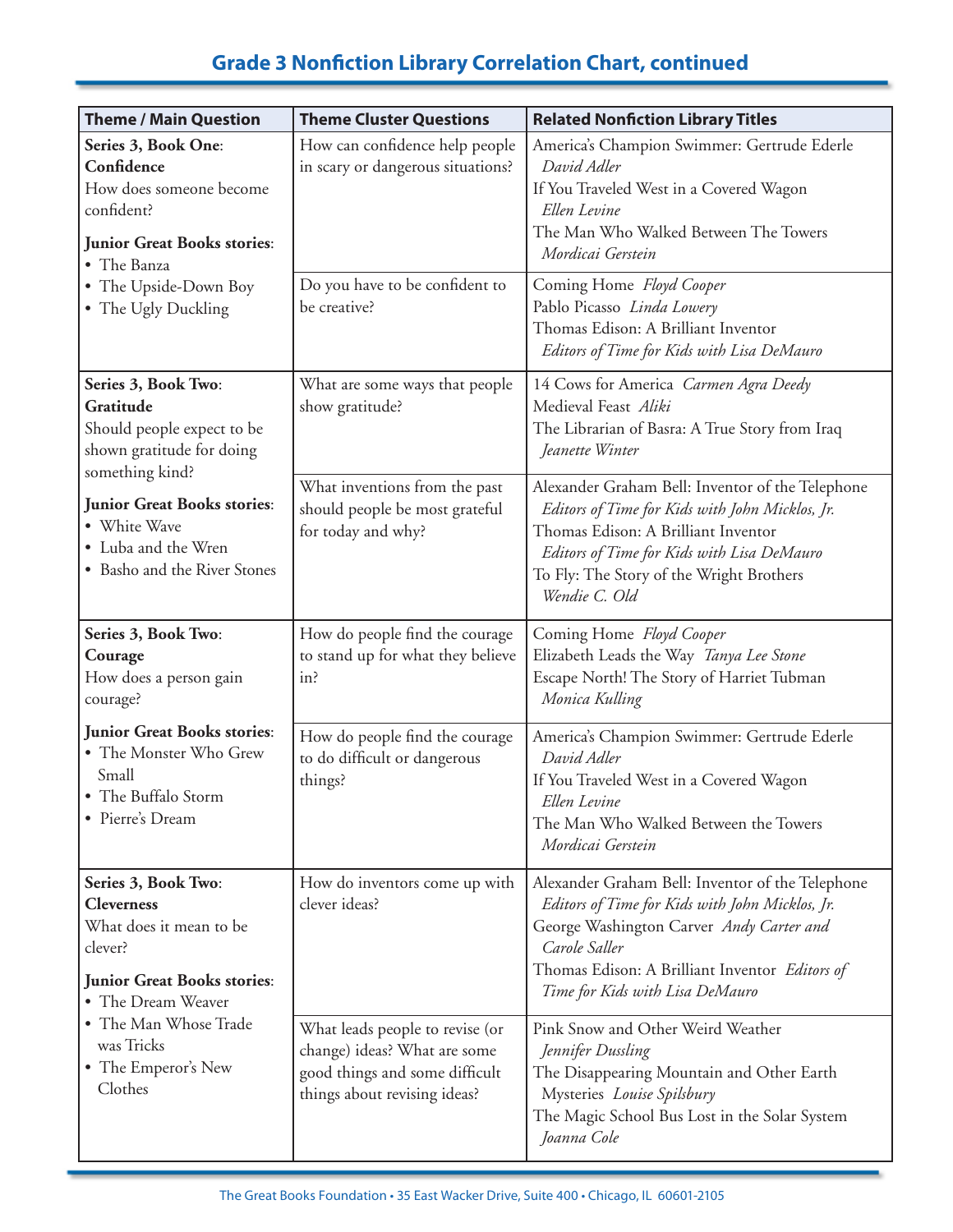## Grade 3 Nonfiction Library Correlation Chart, continued

| Theme / Main Question | Theme Cluster Questions | Related Nonfiction Library Titles |
|---|---|---|
| **Series 3, Book One: Confidence**<br>How does someone become confident?<br>**Junior Great Books stories**:<br>• The Banza<br>• The Upside-Down Boy<br>• The Ugly Duckling | How can confidence help people in scary or dangerous situations? | America's Champion Swimmer: Gertrude Ederle *David Adler*<br>If You Traveled West in a Covered Wagon *Ellen Levine*<br>The Man Who Walked Between The Towers *Mordicai Gerstein* |
| | Do you have to be confident to be creative? | Coming Home *Floyd Cooper*<br>Pablo Picasso *Linda Lowery*<br>Thomas Edison: A Brilliant Inventor *Editors of Time for Kids with Lisa DeMauro* |
| **Series 3, Book Two: Gratitude**<br>Should people expect to be shown gratitude for doing something kind?<br>**Junior Great Books stories**:<br>• White Wave<br>• Luba and the Wren<br>• Basho and the River Stones | What are some ways that people show gratitude? | 14 Cows for America *Carmen Agra Deedy*<br>Medieval Feast *Aliki*<br>The Librarian of Basra: A True Story from Iraq *Jeanette Winter* |
| | What inventions from the past should people be most grateful for today and why? | Alexander Graham Bell: Inventor of the Telephone *Editors of Time for Kids with John Micklos, Jr.*<br>Thomas Edison: A Brilliant Inventor *Editors of Time for Kids with Lisa DeMauro*<br>To Fly: The Story of the Wright Brothers *Wendie C. Old* |
| **Series 3, Book Two: Courage**<br>How does a person gain courage?<br>**Junior Great Books stories**:<br>• The Monster Who Grew Small<br>• The Buffalo Storm<br>• Pierre's Dream | How do people find the courage to stand up for what they believe in? | Coming Home *Floyd Cooper*<br>Elizabeth Leads the Way *Tanya Lee Stone*<br>Escape North! The Story of Harriet Tubman *Monica Kulling* |
| | How do people find the courage to do difficult or dangerous things? | America's Champion Swimmer: Gertrude Ederle *David Adler*<br>If You Traveled West in a Covered Wagon *Ellen Levine*<br>The Man Who Walked Between the Towers *Mordicai Gerstein* |
| **Series 3, Book Two: Cleverness**<br>What does it mean to be clever?<br>**Junior Great Books stories**:<br>• The Dream Weaver<br>• The Man Whose Trade was Tricks<br>• The Emperor's New Clothes | How do inventors come up with clever ideas? | Alexander Graham Bell: Inventor of the Telephone *Editors of Time for Kids with John Micklos, Jr.*<br>George Washington Carver *Andy Carter and Carole Saller*<br>Thomas Edison: A Brilliant Inventor *Editors of Time for Kids with Lisa DeMauro* |
| | What leads people to revise (or change) ideas? What are some good things and some difficult things about revising ideas? | Pink Snow and Other Weird Weather *Jennifer Dussling*<br>The Disappearing Mountain and Other Earth Mysteries *Louise Spilsbury*<br>The Magic School Bus Lost in the Solar System *Joanna Cole* |

The Great Books Foundation • 35 East Wacker Drive, Suite 400 • Chicago, IL 60601-2105